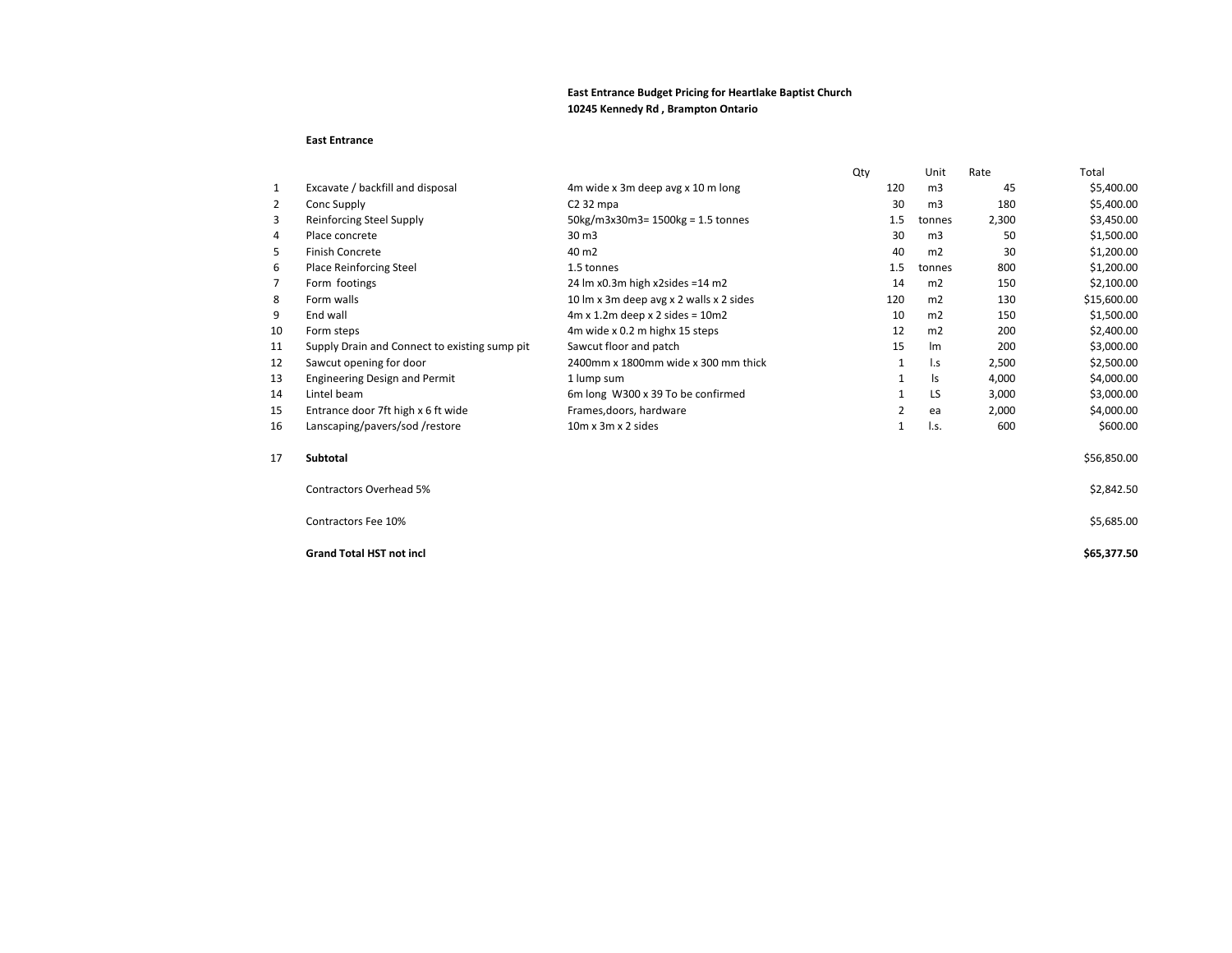**East Entrance Budget Pricing for Heartlake Baptist Church**
**10245 Kennedy Rd , Brampton Ontario**

**East Entrance**

| | | | Qty | Unit | Rate | Total |
|---|---|---|---|---|---|---|
| 1 | Excavate / backfill and disposal | 4m wide x 3m deep avg x 10 m long | 120 | m3 | 45 | $5,400.00 |
| 2 | Conc Supply | C2 32 mpa | 30 | m3 | 180 | $5,400.00 |
| 3 | Reinforcing Steel Supply | 50kg/m3x30m3= 1500kg = 1.5 tonnes | 1.5 | tonnes | 2,300 | $3,450.00 |
| 4 | Place concrete | 30 m3 | 30 | m3 | 50 | $1,500.00 |
| 5 | Finish Concrete | 40 m2 | 40 | m2 | 30 | $1,200.00 |
| 6 | Place Reinforcing Steel | 1.5 tonnes | 1.5 | tonnes | 800 | $1,200.00 |
| 7 | Form footings | 24 lm x0.3m high x2sides =14 m2 | 14 | m2 | 150 | $2,100.00 |
| 8 | Form walls | 10 lm x 3m deep avg x 2 walls x 2 sides | 120 | m2 | 130 | $15,600.00 |
| 9 | End wall | 4m x 1.2m deep x 2 sides = 10m2 | 10 | m2 | 150 | $1,500.00 |
| 10 | Form steps | 4m wide x 0.2 m highx 15 steps | 12 | m2 | 200 | $2,400.00 |
| 11 | Supply Drain and Connect to existing sump pit | Sawcut floor and patch | 15 | lm | 200 | $3,000.00 |
| 12 | Sawcut opening for door | 2400mm x 1800mm wide x 300 mm thick | 1 | l.s | 2,500 | $2,500.00 |
| 13 | Engineering Design and Permit | 1 lump sum | 1 | ls | 4,000 | $4,000.00 |
| 14 | Lintel beam | 6m long W300 x 39 To be confirmed | 1 | LS | 3,000 | $3,000.00 |
| 15 | Entrance door 7ft high x 6 ft wide | Frames,doors, hardware | 2 | ea | 2,000 | $4,000.00 |
| 16 | Lanscaping/pavers/sod /restore | 10m x 3m x 2 sides | 1 | l.s. | 600 | $600.00 |
| 17 | **Subtotal** | | | | | $56,850.00 |
| | Contractors Overhead 5% | | | | | $2,842.50 |
| | Contractors Fee 10% | | | | | $5,685.00 |
| | **Grand Total HST not incl** | | | | | **$65,377.50** |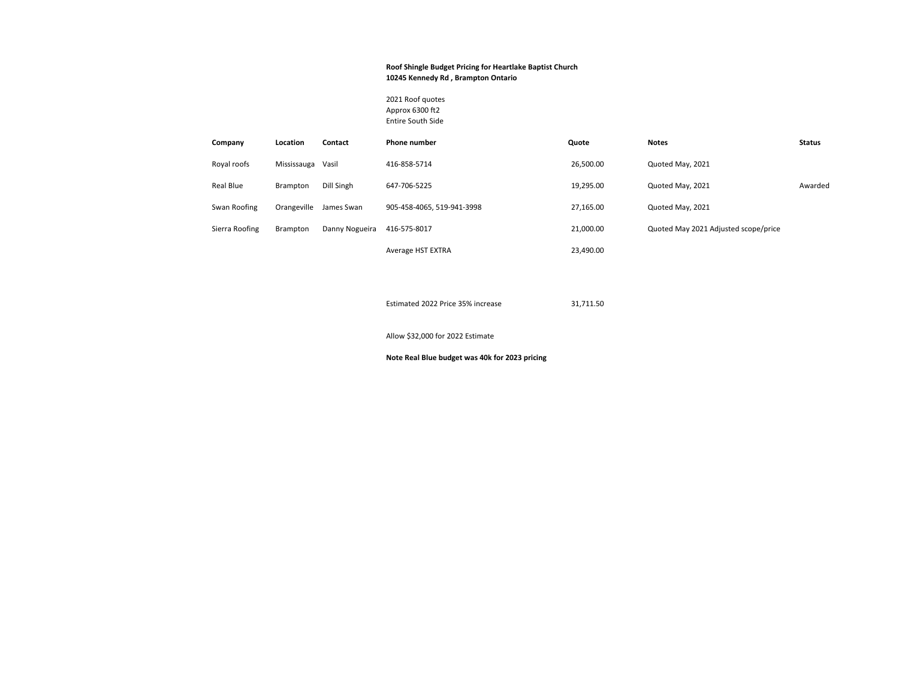**Roof Shingle Budget Pricing for Heartlake Baptist Church**
**10245 Kennedy Rd , Brampton Ontario**

2021 Roof quotes
Approx 6300 ft2
Entire South Side

| Company | Location | Contact | Phone number | Quote | Notes | Status |
|---|---|---|---|---|---|---|
| Royal roofs | Mississauga | Vasil | 416-858-5714 | 26,500.00 | Quoted May, 2021 | |
| Real Blue | Brampton | Dill Singh | 647-706-5225 | 19,295.00 | Quoted May, 2021 | Awarded |
| Swan Roofing | Orangeville | James Swan | 905-458-4065, 519-941-3998 | 27,165.00 | Quoted May, 2021 | |
| Sierra Roofing | Brampton | Danny Nogueira | 416-575-8017 | 21,000.00 | Quoted May 2021 Adjusted scope/price | |
| | | | Average HST EXTRA | 23,490.00 | | |
| | | | Estimated 2022 Price 35% increase | 31,711.50 | | |

Allow $32,000 for 2022 Estimate

**Note Real Blue budget was 40k for 2023 pricing**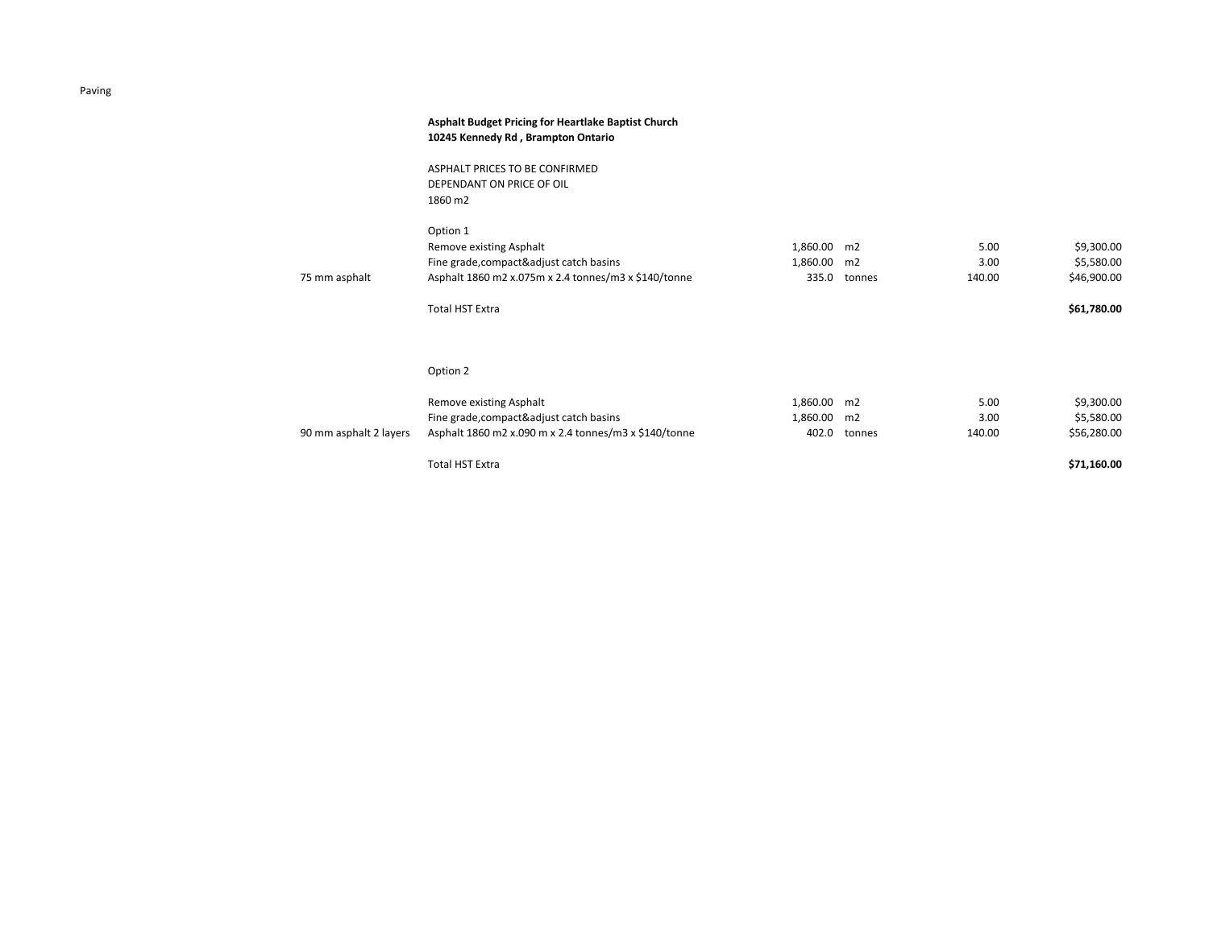Paving

**Asphalt Budget Pricing for Heartlake Baptist Church**
**10245 Kennedy Rd , Brampton Ontario**

ASPHALT PRICES TO BE CONFIRMED
DEPENDANT ON PRICE OF OIL
1860 m2

| | | | | | |
|---|---|---|---|---|---|
| | Option 1 | | | | |
| | Remove existing Asphalt | 1,860.00 | m2 | 5.00 | $9,300.00 |
| | Fine grade,compact&adjust catch basins | 1,860.00 | m2 | 3.00 | $5,580.00 |
| 75 mm asphalt | Asphalt 1860 m2 x.075m x 2.4 tonnes/m3 x $140/tonne | 335.0 | tonnes | 140.00 | $46,900.00 |
| | Total HST Extra | | | | **$61,780.00** |
| | Option 2 | | | | |
| | Remove existing Asphalt | 1,860.00 | m2 | 5.00 | $9,300.00 |
| | Fine grade,compact&adjust catch basins | 1,860.00 | m2 | 3.00 | $5,580.00 |
| 90 mm asphalt 2 layers | Asphalt 1860 m2 x.090 m x 2.4 tonnes/m3 x $140/tonne | 402.0 | tonnes | 140.00 | $56,280.00 |
| | Total HST Extra | | | | **$71,160.00** |